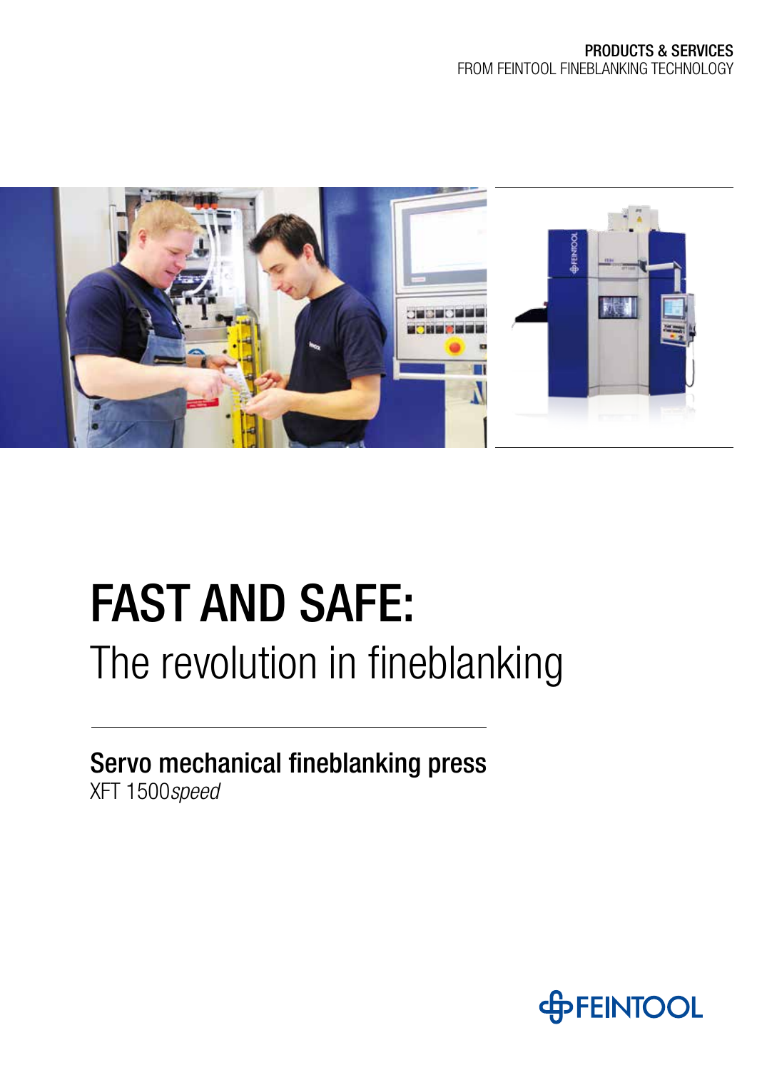**PRODUCTS & SERVICES**
FROM FEINTOOL FINEBLANKING TECHNOLOGY

# FAST AND SAFE:
## The revolution in fineblanking

**Servo mechanical fineblanking press**
XFT 1500*speed*

FEINTOOL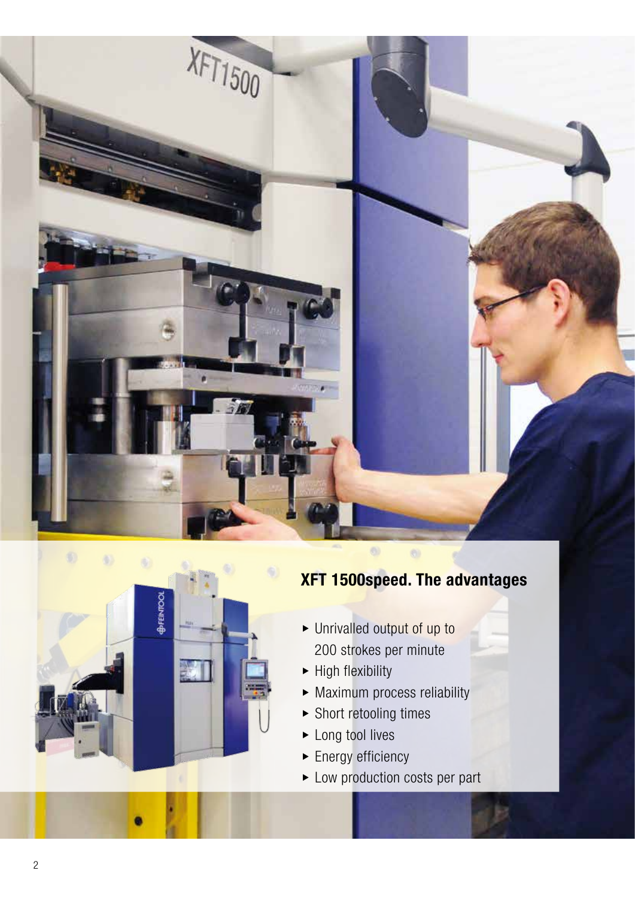## XFT 1500speed. The advantages

- Unrivalled output of up to 200 strokes per minute
- High flexibility
- Maximum process reliability
- Short retooling times
- Long tool lives
- Energy efficiency
- Low production costs per part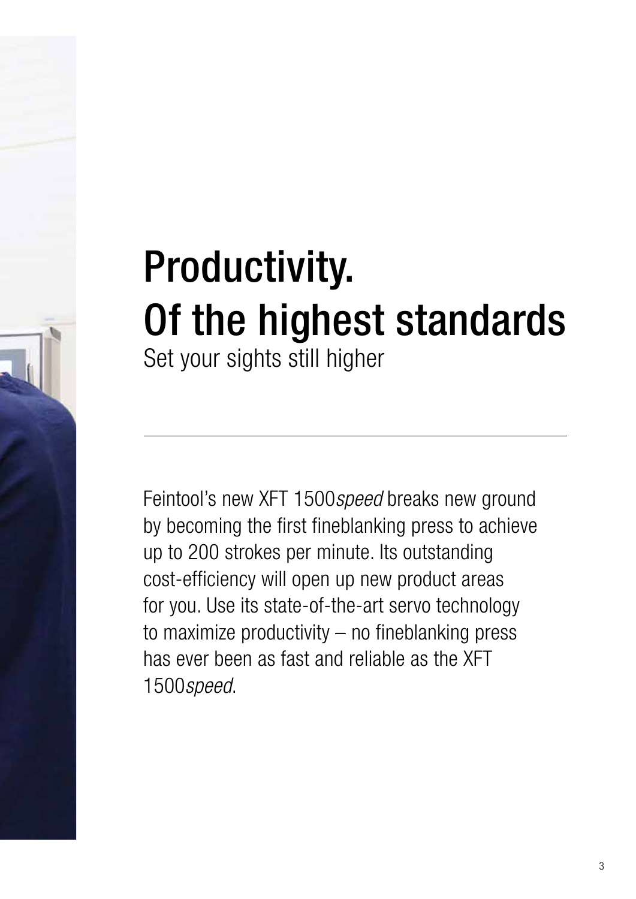# Productivity.
# Of the highest standards

Set your sights still higher

---

Feintool's new XFT 1500*speed* breaks new ground by becoming the first fineblanking press to achieve up to 200 strokes per minute. Its outstanding cost-efficiency will open up new product areas for you. Use its state-of-the-art servo technology to maximize productivity – no fineblanking press has ever been as fast and reliable as the XFT 1500*speed*.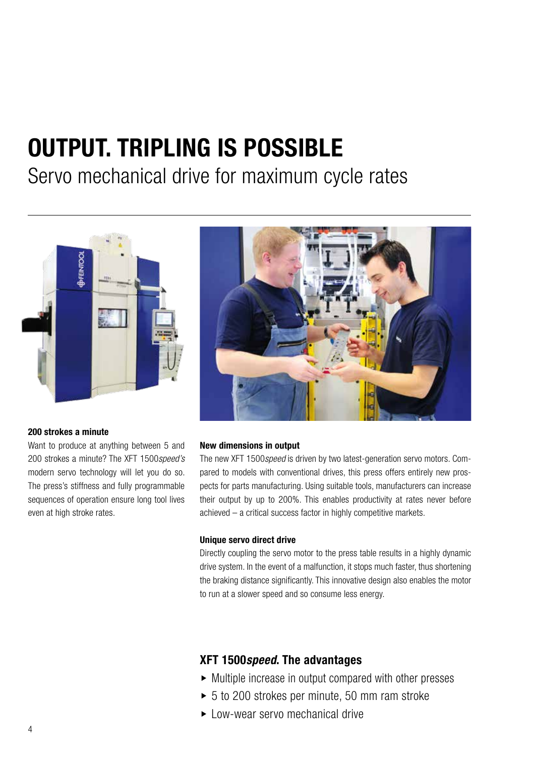# OUTPUT. TRIPLING IS POSSIBLE

## Servo mechanical drive for maximum cycle rates

**200 strokes a minute**

Want to produce at anything between 5 and 200 strokes a minute? The XFT 1500*speed's* modern servo technology will let you do so. The press's stiffness and fully programmable sequences of operation ensure long tool lives even at high stroke rates.

**New dimensions in output**

The new XFT 1500*speed* is driven by two latest-generation servo motors. Compared to models with conventional drives, this press offers entirely new prospects for parts manufacturing. Using suitable tools, manufacturers can increase their output by up to 200%. This enables productivity at rates never before achieved – a critical success factor in highly competitive markets.

**Unique servo direct drive**

Directly coupling the servo motor to the press table results in a highly dynamic drive system. In the event of a malfunction, it stops much faster, thus shortening the braking distance significantly. This innovative design also enables the motor to run at a slower speed and so consume less energy.

### XFT 1500*speed*. The advantages

- Multiple increase in output compared with other presses
- 5 to 200 strokes per minute, 50 mm ram stroke
- Low-wear servo mechanical drive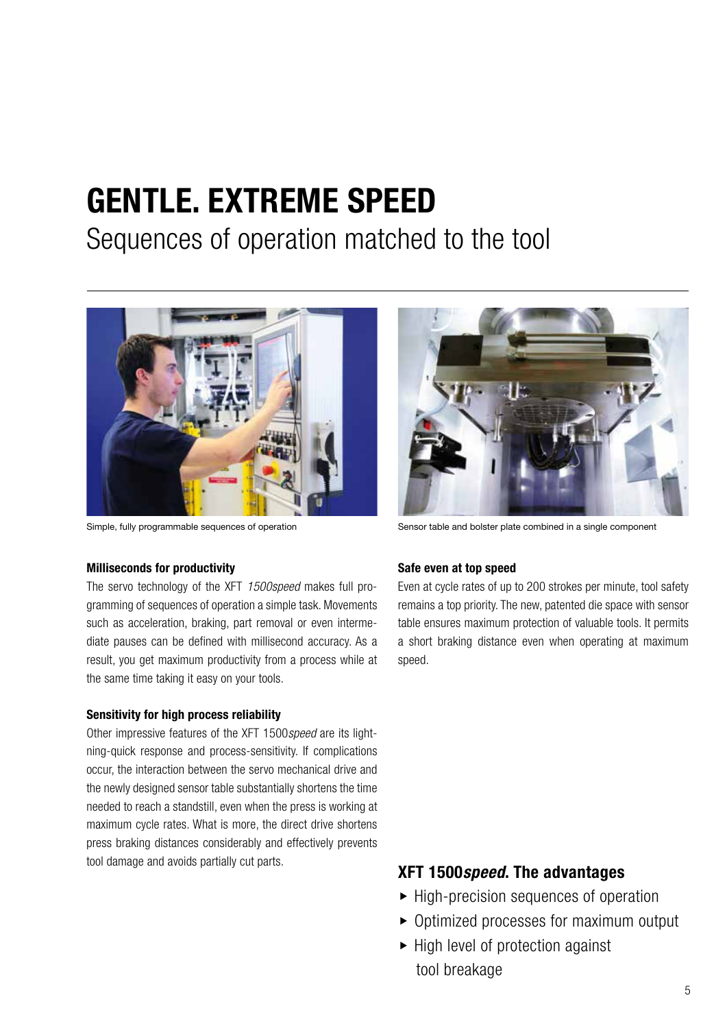# GENTLE. EXTREME SPEED

## Sequences of operation matched to the tool

Simple, fully programmable sequences of operation

Sensor table and bolster plate combined in a single component

**Milliseconds for productivity**

The servo technology of the XFT *1500speed* makes full programming of sequences of operation a simple task. Movements such as acceleration, braking, part removal or even intermediate pauses can be defined with millisecond accuracy. As a result, you get maximum productivity from a process while at the same time taking it easy on your tools.

**Sensitivity for high process reliability**

Other impressive features of the XFT 1500*speed* are its lightning-quick response and process-sensitivity. If complications occur, the interaction between the servo mechanical drive and the newly designed sensor table substantially shortens the time needed to reach a standstill, even when the press is working at maximum cycle rates. What is more, the direct drive shortens press braking distances considerably and effectively prevents tool damage and avoids partially cut parts.

**Safe even at top speed**

Even at cycle rates of up to 200 strokes per minute, tool safety remains a top priority. The new, patented die space with sensor table ensures maximum protection of valuable tools. It permits a short braking distance even when operating at maximum speed.

### XFT 1500*speed*. The advantages

- High-precision sequences of operation
- Optimized processes for maximum output
- High level of protection against tool breakage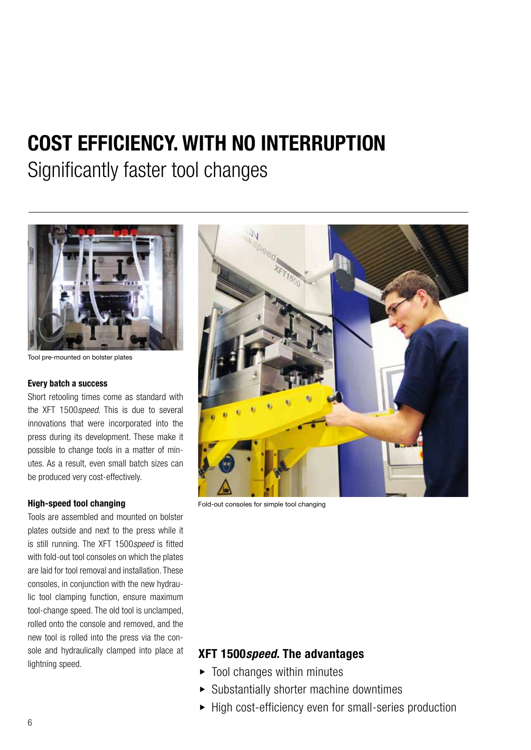# COST EFFICIENCY. WITH NO INTERRUPTION

## Significantly faster tool changes

Tool pre-mounted on bolster plates

**Every batch a success**

Short retooling times come as standard with the XFT 1500*speed*. This is due to several innovations that were incorporated into the press during its development. These make it possible to change tools in a matter of minutes. As a result, even small batch sizes can be produced very cost-effectively.

**High-speed tool changing**

Tools are assembled and mounted on bolster plates outside and next to the press while it is still running. The XFT 1500*speed* is fitted with fold-out tool consoles on which the plates are laid for tool removal and installation. These consoles, in conjunction with the new hydraulic tool clamping function, ensure maximum tool-change speed. The old tool is unclamped, rolled onto the console and removed, and the new tool is rolled into the press via the console and hydraulically clamped into place at lightning speed.

Fold-out consoles for simple tool changing

### XFT 1500*speed*. The advantages

- Tool changes within minutes
- Substantially shorter machine downtimes
- High cost-efficiency even for small-series production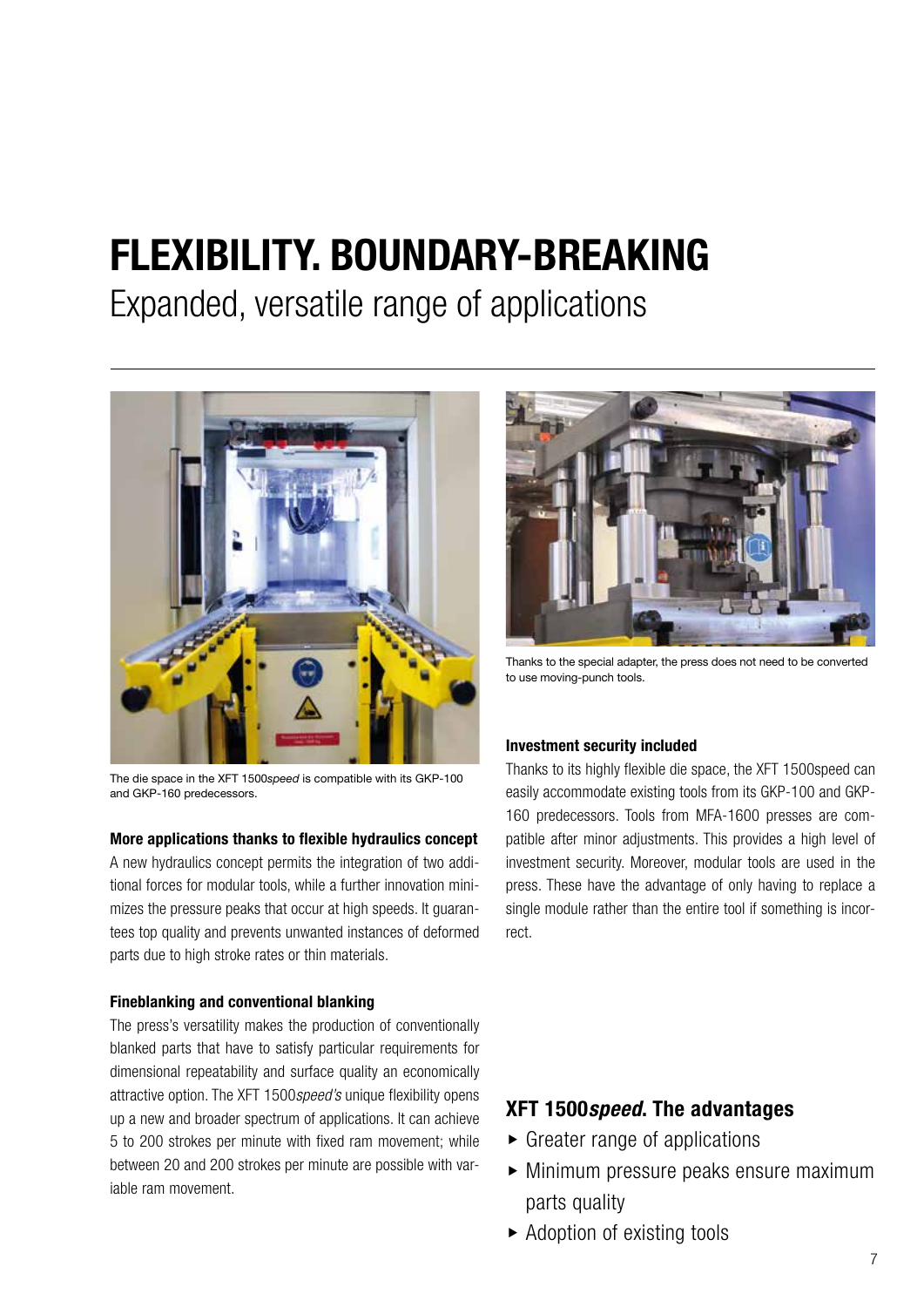# FLEXIBILITY. BOUNDARY-BREAKING

## Expanded, versatile range of applications

The die space in the XFT 1500*speed* is compatible with its GKP-100 and GKP-160 predecessors.

**More applications thanks to flexible hydraulics concept**

A new hydraulics concept permits the integration of two additional forces for modular tools, while a further innovation minimizes the pressure peaks that occur at high speeds. It guarantees top quality and prevents unwanted instances of deformed parts due to high stroke rates or thin materials.

**Fineblanking and conventional blanking**

The press's versatility makes the production of conventionally blanked parts that have to satisfy particular requirements for dimensional repeatability and surface quality an economically attractive option. The XFT 1500*speed's* unique flexibility opens up a new and broader spectrum of applications. It can achieve 5 to 200 strokes per minute with fixed ram movement; while between 20 and 200 strokes per minute are possible with variable ram movement.

Thanks to the special adapter, the press does not need to be converted to use moving-punch tools.

**Investment security included**

Thanks to its highly flexible die space, the XFT 1500speed can easily accommodate existing tools from its GKP-100 and GKP-160 predecessors. Tools from MFA-1600 presses are compatible after minor adjustments. This provides a high level of investment security. Moreover, modular tools are used in the press. These have the advantage of only having to replace a single module rather than the entire tool if something is incorrect.

### XFT 1500*speed*. The advantages

- Greater range of applications
- Minimum pressure peaks ensure maximum parts quality
- Adoption of existing tools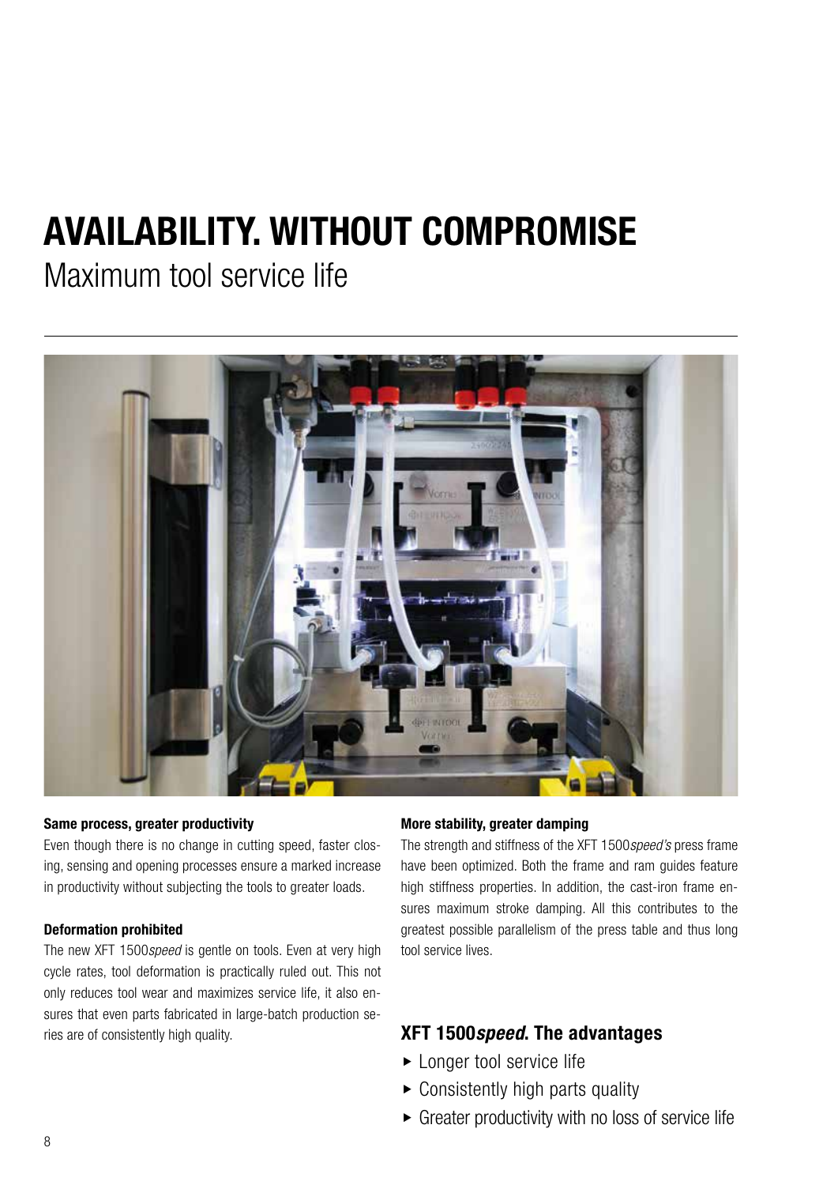# AVAILABILITY. WITHOUT COMPROMISE

## Maximum tool service life

**Same process, greater productivity**

Even though there is no change in cutting speed, faster closing, sensing and opening processes ensure a marked increase in productivity without subjecting the tools to greater loads.

**Deformation prohibited**

The new XFT 1500*speed* is gentle on tools. Even at very high cycle rates, tool deformation is practically ruled out. This not only reduces tool wear and maximizes service life, it also ensures that even parts fabricated in large-batch production series are of consistently high quality.

**More stability, greater damping**

The strength and stiffness of the XFT 1500*speed's* press frame have been optimized. Both the frame and ram guides feature high stiffness properties. In addition, the cast-iron frame ensures maximum stroke damping. All this contributes to the greatest possible parallelism of the press table and thus long tool service lives.

### XFT 1500*speed*. The advantages

- Longer tool service life
- Consistently high parts quality
- Greater productivity with no loss of service life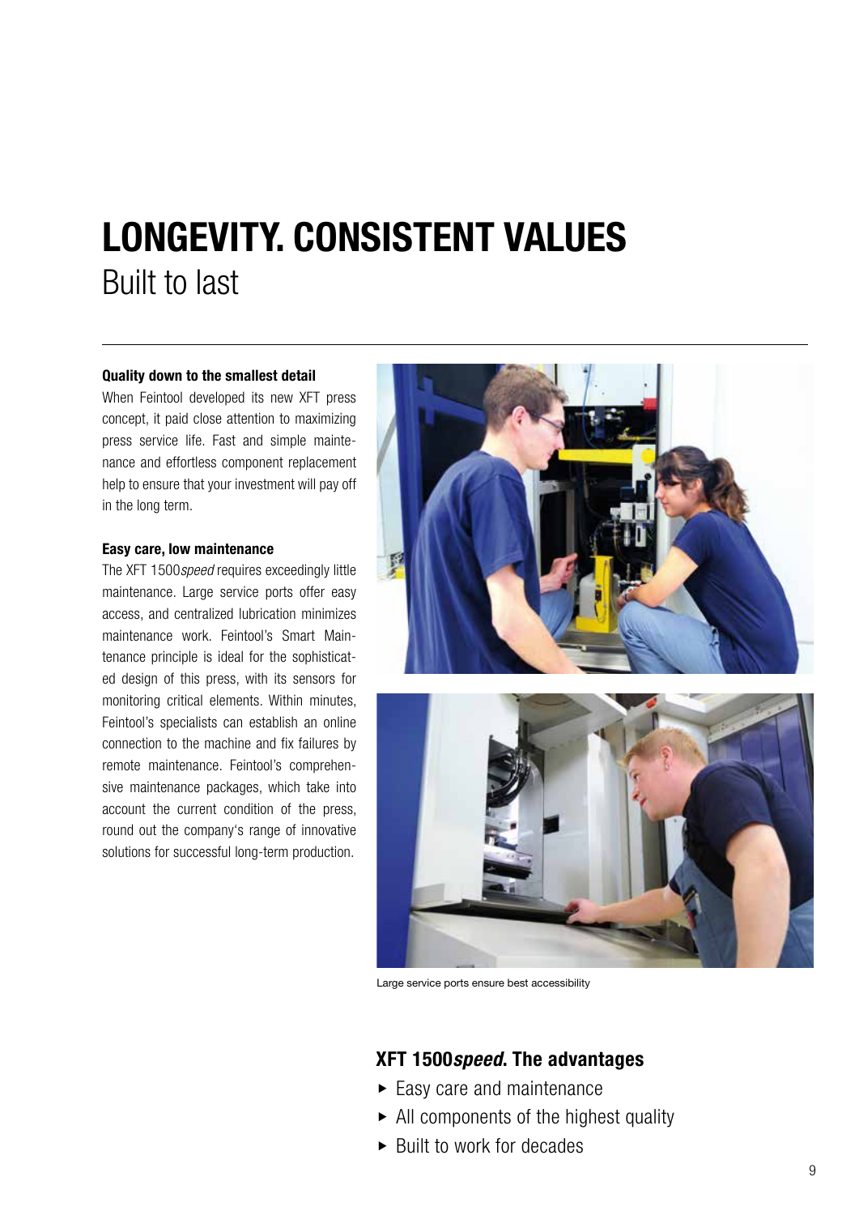# LONGEVITY. CONSISTENT VALUES

## Built to last

**Quality down to the smallest detail**

When Feintool developed its new XFT press concept, it paid close attention to maximizing press service life. Fast and simple maintenance and effortless component replacement help to ensure that your investment will pay off in the long term.

**Easy care, low maintenance**

The XFT 1500*speed* requires exceedingly little maintenance. Large service ports offer easy access, and centralized lubrication minimizes maintenance work. Feintool's Smart Maintenance principle is ideal for the sophisticated design of this press, with its sensors for monitoring critical elements. Within minutes, Feintool's specialists can establish an online connection to the machine and fix failures by remote maintenance. Feintool's comprehensive maintenance packages, which take into account the current condition of the press, round out the company's range of innovative solutions for successful long-term production.

Large service ports ensure best accessibility

### XFT 1500*speed*. The advantages

- Easy care and maintenance
- All components of the highest quality
- Built to work for decades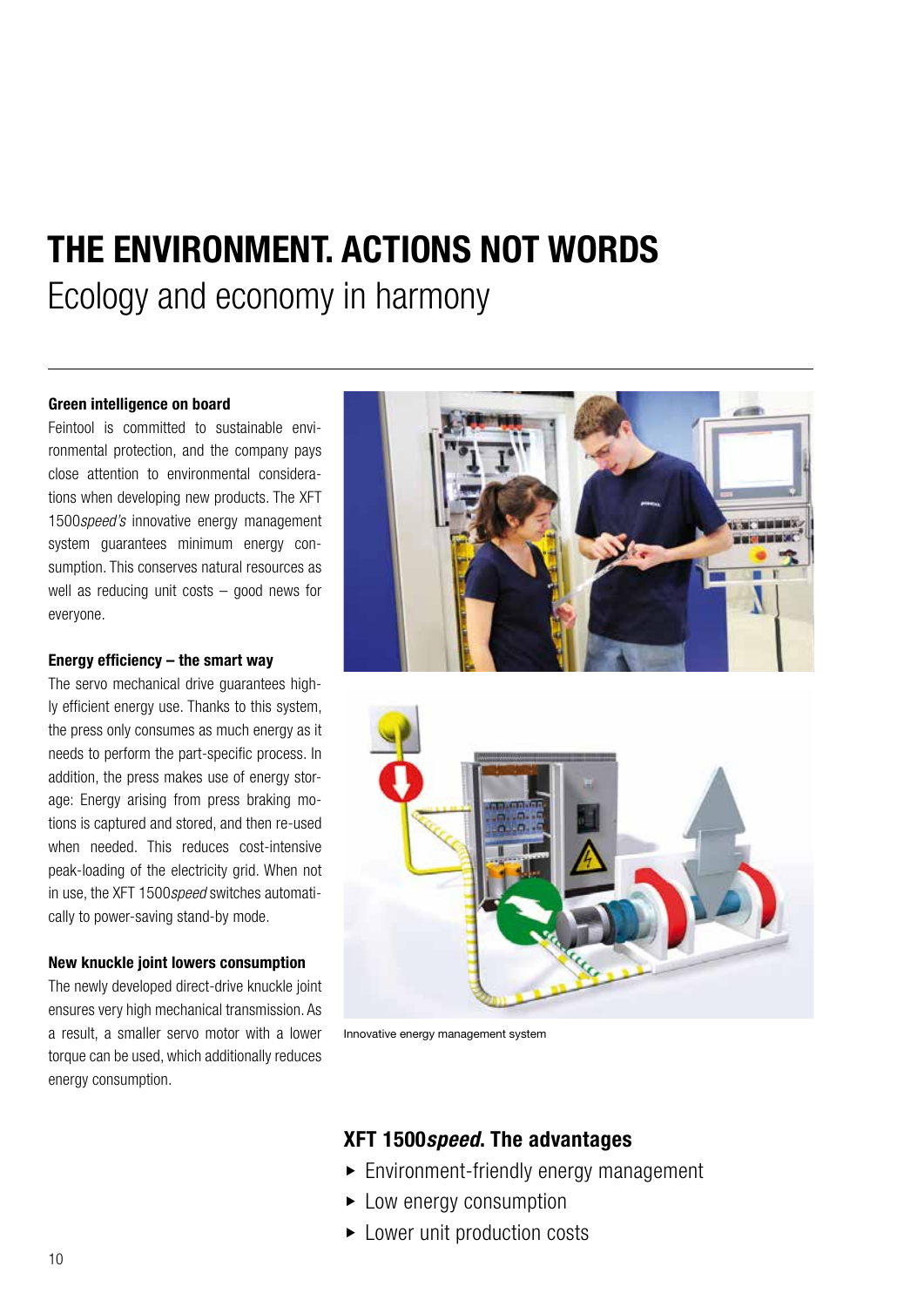# THE ENVIRONMENT. ACTIONS NOT WORDS

## Ecology and economy in harmony

### Green intelligence on board

Feintool is committed to sustainable environmental protection, and the company pays close attention to environmental considerations when developing new products. The XFT 1500*speed's* innovative energy management system guarantees minimum energy consumption. This conserves natural resources as well as reducing unit costs – good news for everyone.

### Energy efficiency – the smart way

The servo mechanical drive guarantees highly efficient energy use. Thanks to this system, the press only consumes as much energy as it needs to perform the part-specific process. In addition, the press makes use of energy storage: Energy arising from press braking motions is captured and stored, and then re-used when needed. This reduces cost-intensive peak-loading of the electricity grid. When not in use, the XFT 1500*speed* switches automatically to power-saving stand-by mode.

### New knuckle joint lowers consumption

The newly developed direct-drive knuckle joint ensures very high mechanical transmission. As a result, a smaller servo motor with a lower torque can be used, which additionally reduces energy consumption.

Innovative energy management system

### XFT 1500*speed*. The advantages

- Environment-friendly energy management
- Low energy consumption
- Lower unit production costs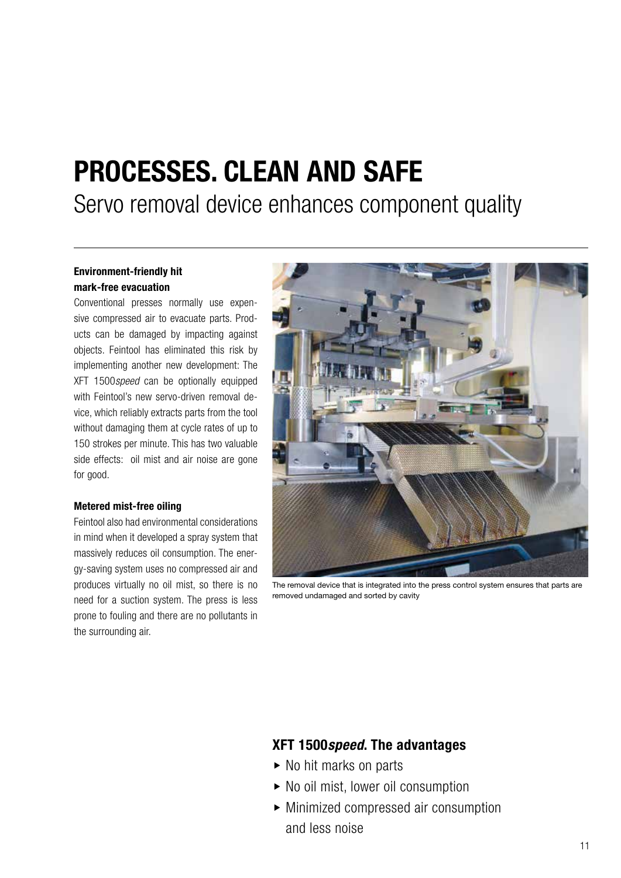# PROCESSES. CLEAN AND SAFE

## Servo removal device enhances component quality

**Environment-friendly hit mark-free evacuation**

Conventional presses normally use expensive compressed air to evacuate parts. Products can be damaged by impacting against objects. Feintool has eliminated this risk by implementing another new development: The XFT 1500*speed* can be optionally equipped with Feintool's new servo-driven removal device, which reliably extracts parts from the tool without damaging them at cycle rates of up to 150 strokes per minute. This has two valuable side effects: oil mist and air noise are gone for good.

**Metered mist-free oiling**

Feintool also had environmental considerations in mind when it developed a spray system that massively reduces oil consumption. The energy-saving system uses no compressed air and produces virtually no oil mist, so there is no need for a suction system. The press is less prone to fouling and there are no pollutants in the surrounding air.

The removal device that is integrated into the press control system ensures that parts are removed undamaged and sorted by cavity

### XFT 1500*speed*. The advantages

- No hit marks on parts
- No oil mist, lower oil consumption
- Minimized compressed air consumption and less noise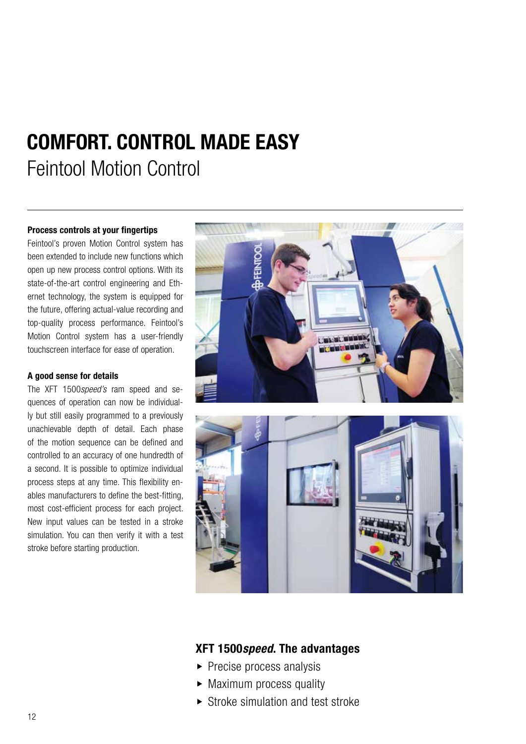# COMFORT. CONTROL MADE EASY

## Feintool Motion Control

**Process controls at your fingertips**

Feintool's proven Motion Control system has been extended to include new functions which open up new process control options. With its state-of-the-art control engineering and Ethernet technology, the system is equipped for the future, offering actual-value recording and top-quality process performance. Feintool's Motion Control system has a user-friendly touchscreen interface for ease of operation.

**A good sense for details**

The XFT 1500*speed's* ram speed and sequences of operation can now be individually but still easily programmed to a previously unachievable depth of detail. Each phase of the motion sequence can be defined and controlled to an accuracy of one hundredth of a second. It is possible to optimize individual process steps at any time. This flexibility enables manufacturers to define the best-fitting, most cost-efficient process for each project. New input values can be tested in a stroke simulation. You can then verify it with a test stroke before starting production.

### XFT 1500*speed*. The advantages

- Precise process analysis
- Maximum process quality
- Stroke simulation and test stroke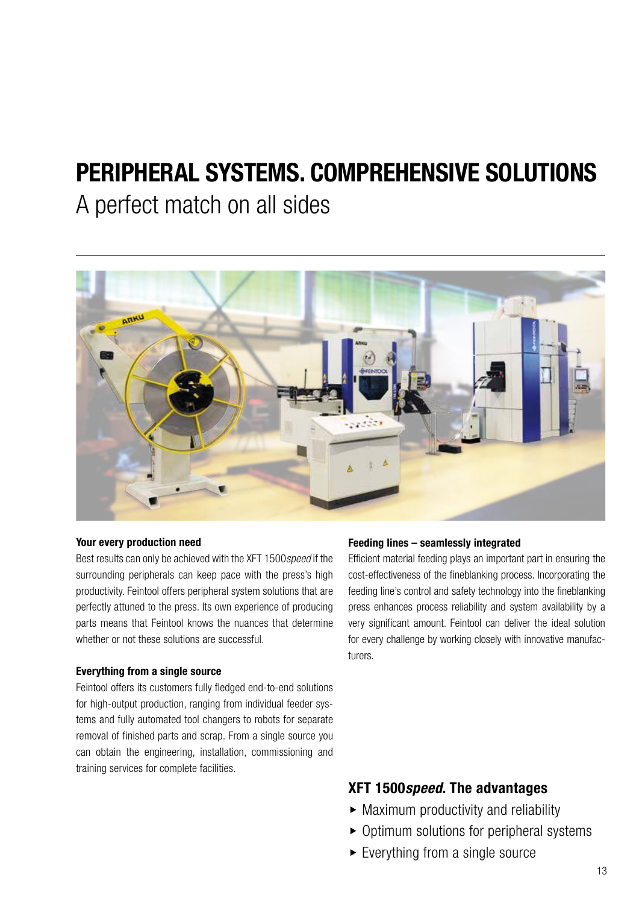# PERIPHERAL SYSTEMS. COMPREHENSIVE SOLUTIONS

## A perfect match on all sides

**Your every production need**

Best results can only be achieved with the XFT 1500*speed* if the surrounding peripherals can keep pace with the press's high productivity. Feintool offers peripheral system solutions that are perfectly attuned to the press. Its own experience of producing parts means that Feintool knows the nuances that determine whether or not these solutions are successful.

**Everything from a single source**

Feintool offers its customers fully fledged end-to-end solutions for high-output production, ranging from individual feeder systems and fully automated tool changers to robots for separate removal of finished parts and scrap. From a single source you can obtain the engineering, installation, commissioning and training services for complete facilities.

**Feeding lines – seamlessly integrated**

Efficient material feeding plays an important part in ensuring the cost-effectiveness of the fineblanking process. Incorporating the feeding line's control and safety technology into the fineblanking press enhances process reliability and system availability by a very significant amount. Feintool can deliver the ideal solution for every challenge by working closely with innovative manufacturers.

### XFT 1500*speed*. The advantages

- Maximum productivity and reliability
- Optimum solutions for peripheral systems
- Everything from a single source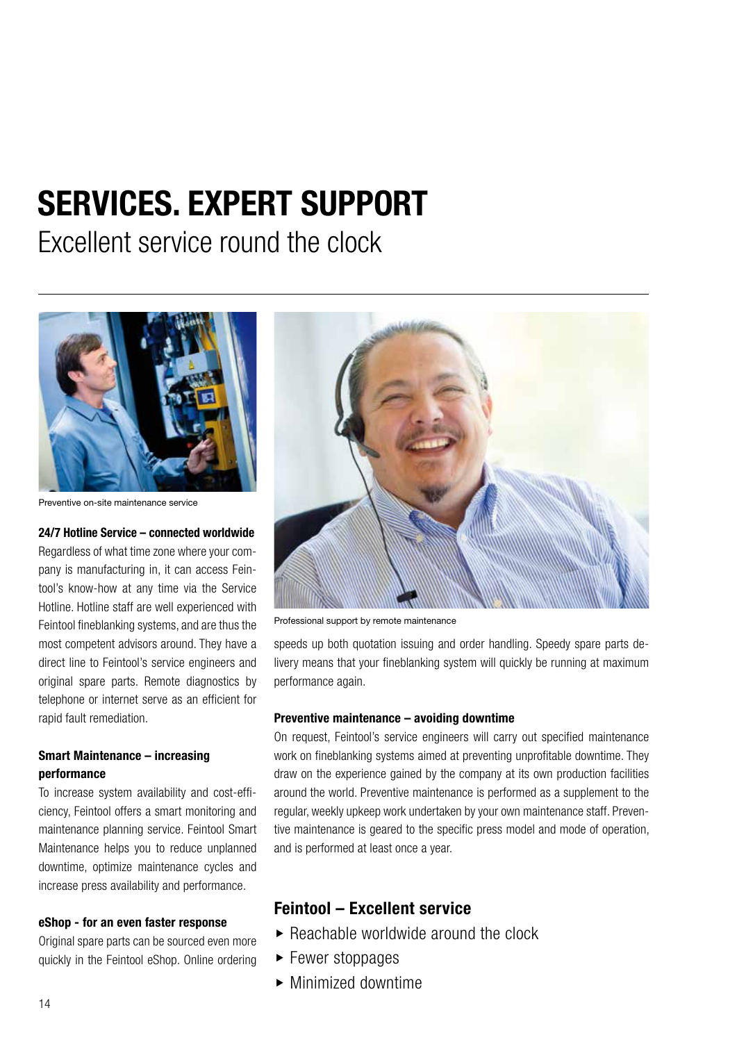# SERVICES. EXPERT SUPPORT

Excellent service round the clock

Preventive on-site maintenance service

**24/7 Hotline Service – connected worldwide**

Regardless of what time zone where your company is manufacturing in, it can access Feintool's know-how at any time via the Service Hotline. Hotline staff are well experienced with Feintool fineblanking systems, and are thus the most competent advisors around. They have a direct line to Feintool's service engineers and original spare parts. Remote diagnostics by telephone or internet serve as an efficient for rapid fault remediation.

**Smart Maintenance – increasing performance**

To increase system availability and cost-efficiency, Feintool offers a smart monitoring and maintenance planning service. Feintool Smart Maintenance helps you to reduce unplanned downtime, optimize maintenance cycles and increase press availability and performance.

**eShop - for an even faster response**

Original spare parts can be sourced even more quickly in the Feintool eShop. Online ordering speeds up both quotation issuing and order handling. Speedy spare parts delivery means that your fineblanking system will quickly be running at maximum performance again.

Professional support by remote maintenance

**Preventive maintenance – avoiding downtime**

On request, Feintool's service engineers will carry out specified maintenance work on fineblanking systems aimed at preventing unprofitable downtime. They draw on the experience gained by the company at its own production facilities around the world. Preventive maintenance is performed as a supplement to the regular, weekly upkeep work undertaken by your own maintenance staff. Preventive maintenance is geared to the specific press model and mode of operation, and is performed at least once a year.

## Feintool – Excellent service

- Reachable worldwide around the clock
- Fewer stoppages
- Minimized downtime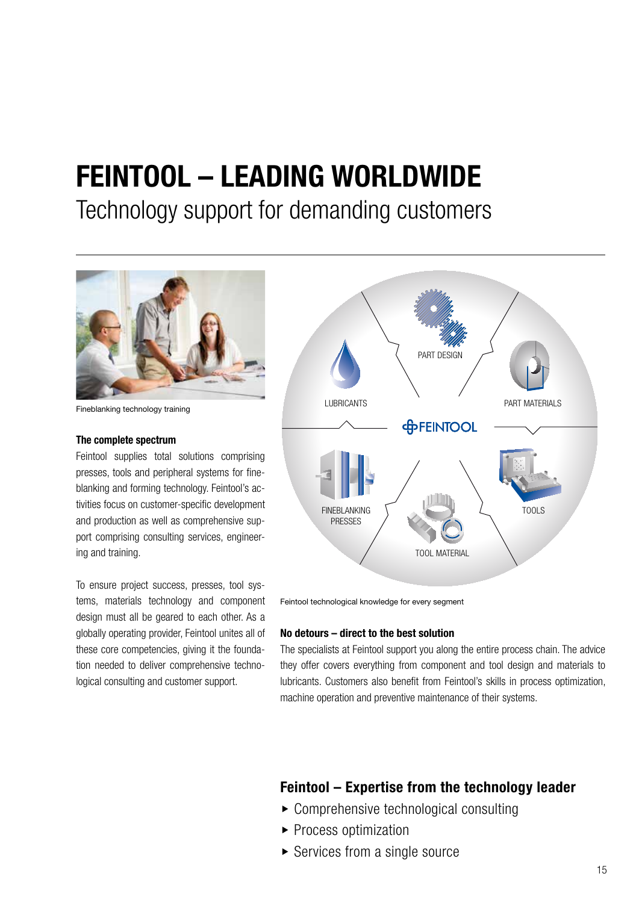# FEINTOOL – LEADING WORLDWIDE

Technology support for demanding customers

Fineblanking technology training

### The complete spectrum

Feintool supplies total solutions comprising presses, tools and peripheral systems for fineblanking and forming technology. Feintool's activities focus on customer-specific development and production as well as comprehensive support comprising consulting services, engineering and training.

To ensure project success, presses, tool systems, materials technology and component design must all be geared to each other. As a globally operating provider, Feintool unites all of these core competencies, giving it the foundation needed to deliver comprehensive technological consulting and customer support.

PART DESIGN

LUBRICANTS

PART MATERIALS

FEINTOOL

FINEBLANKING PRESSES

TOOLS

TOOL MATERIAL

Feintool technological knowledge for every segment

### No detours – direct to the best solution

The specialists at Feintool support you along the entire process chain. The advice they offer covers everything from component and tool design and materials to lubricants. Customers also benefit from Feintool's skills in process optimization, machine operation and preventive maintenance of their systems.

## Feintool – Expertise from the technology leader

- Comprehensive technological consulting
- Process optimization
- Services from a single source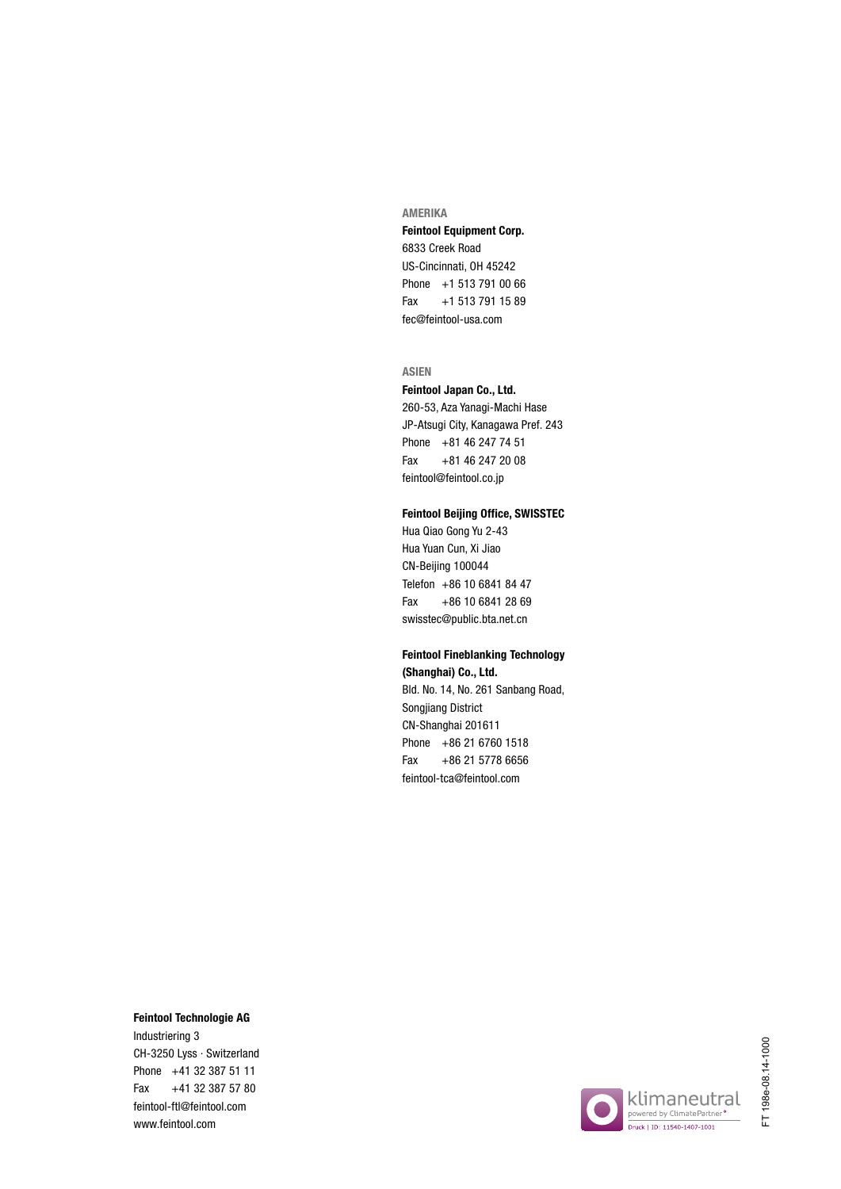AMERIKA

**Feintool Equipment Corp.**
6833 Creek Road
US-Cincinnati, OH 45242
Phone +1 513 791 00 66
Fax +1 513 791 15 89
fec@feintool-usa.com

ASIEN

**Feintool Japan Co., Ltd.**
260-53, Aza Yanagi-Machi Hase
JP-Atsugi City, Kanagawa Pref. 243
Phone +81 46 247 74 51
Fax +81 46 247 20 08
feintool@feintool.co.jp

**Feintool Beijing Office, SWISSTEC**
Hua Qiao Gong Yu 2-43
Hua Yuan Cun, Xi Jiao
CN-Beijing 100044
Telefon +86 10 6841 84 47
Fax +86 10 6841 28 69
swisstec@public.bta.net.cn

**Feintool Fineblanking Technology (Shanghai) Co., Ltd.**
Bld. No. 14, No. 261 Sanbang Road,
Songjiang District
CN-Shanghai 201611
Phone +86 21 6760 1518
Fax +86 21 5778 6656
feintool-tca@feintool.com

**Feintool Technologie AG**
Industriering 3
CH-3250 Lyss · Switzerland
Phone +41 32 387 51 11
Fax +41 32 387 57 80
feintool-ftl@feintool.com
www.feintool.com

klimaneutral
powered by ClimatePartner
Druck | ID: 11540-1407-1001

FT 198e-08.14-1000